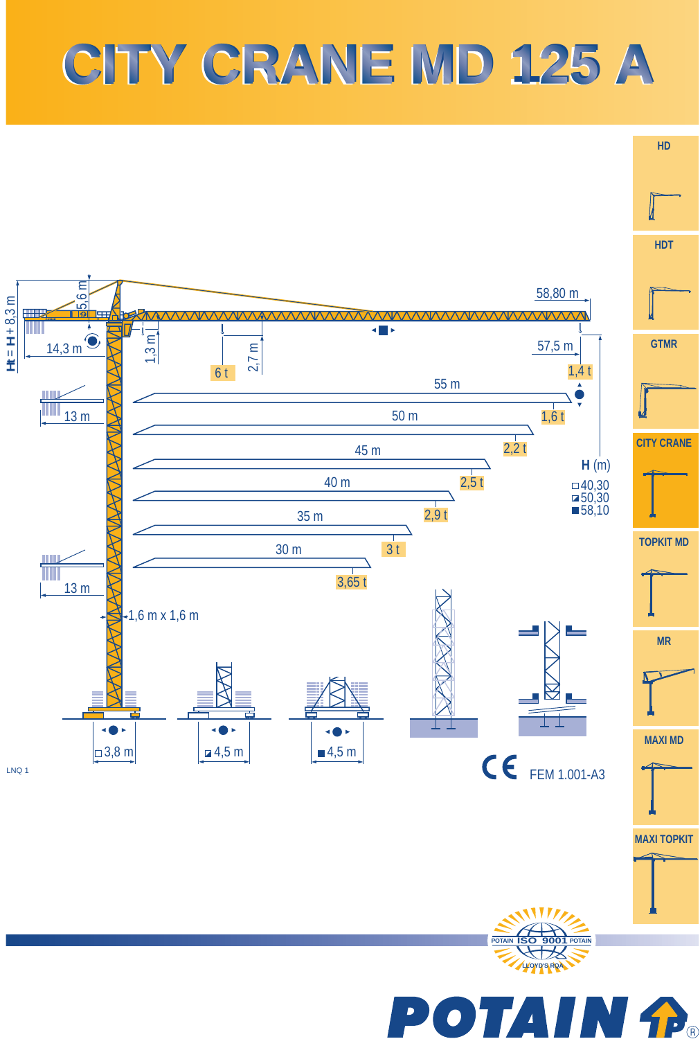# CITY CRANE MD 125 A

HD

HDT

GTMR

CITY CRANE

TOPKIT MD

MR

MAXI MD

MAXI TOPKIT

Ht = H + 8,3 m

5,6 m

14,3 m

1,3 m

2,7 m

6 t

58,80 m

57,5 m

1,4 t

55 m

1,6 t

50 m

2,2 t

45 m

2,5 t

40 m

2,9 t

35 m

3 t

30 m

3,65 t

13 m

13 m

1,6 m x 1,6 m

**H** (m)

| | H (m) |
|---|---|
| □ | 40,30 |
| ◪ | 50,30 |
| ■ | 58,10 |

□ 3,8 m

◪ 4,5 m

■ 4,5 m

LNQ 1

CE FEM 1.001-A3

POTAIN ISO 9001 POTAIN LLOYD'S RQA

POTAIN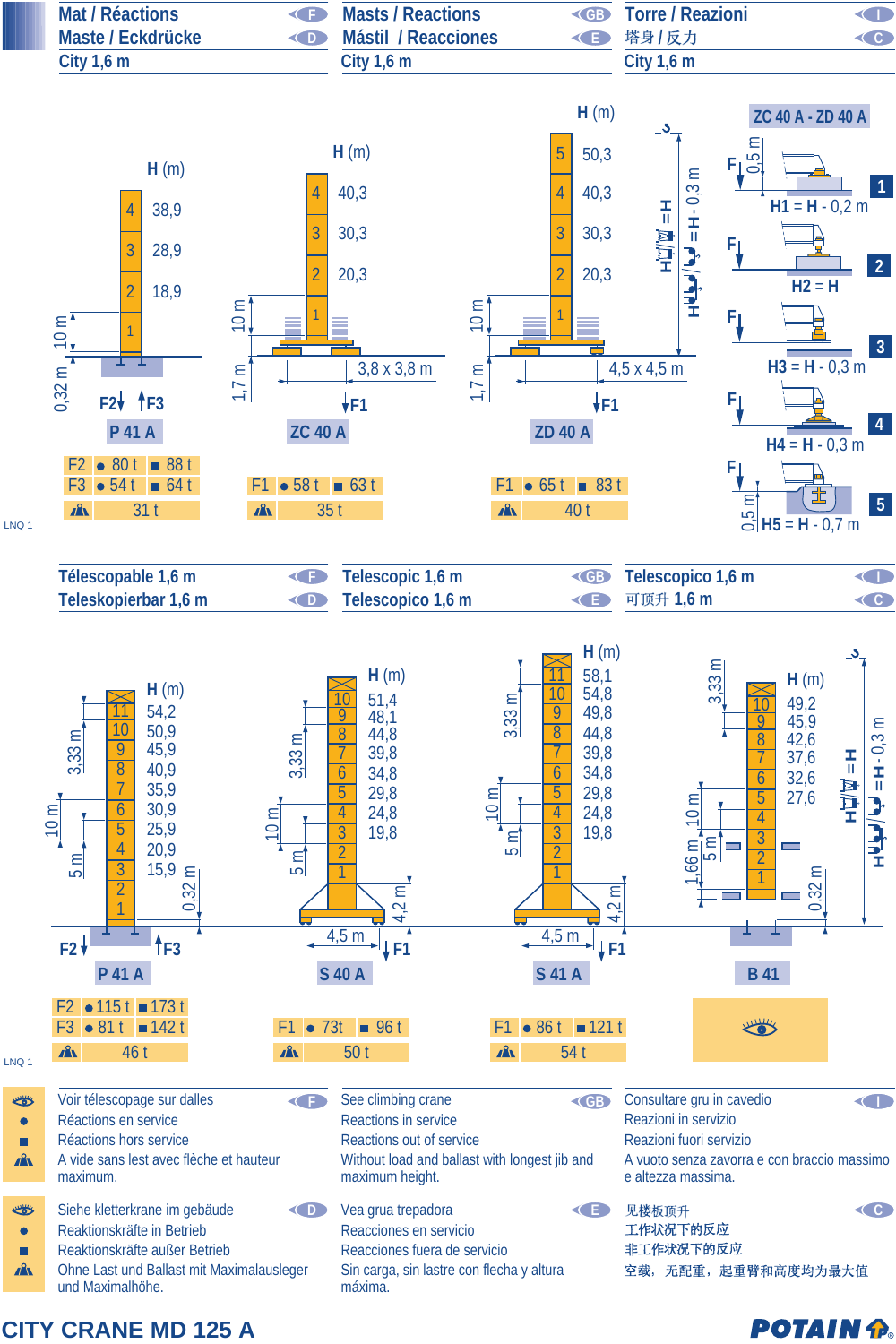## Mat / Réactions — Maste / Eckdrücke — City 1,6 m
## Masts / Reactions — Mástil / Reacciones — City 1,6 m
## Torre / Reazioni — 塔身 / 反力 — City 1,6 m

**P 41 A** — H (m): 4: 38,9; 3: 28,9; 2: 18,9; 1 — 10 m; 0,32 m — F2, F3

**ZC 40 A** — H (m): 4: 40,3; 3: 30,3; 2: 20,3; 1 — 10 m; 1,7 m; 3,8 x 3,8 m — F1

**ZD 40 A** — H (m): 5: 50,3; 4: 40,3; 3: 30,3; 2: 20,3; 1 — 10 m; 1,7 m; 4,5 x 4,5 m — F1 — H = H - 0,3 m

**ZC 40 A - ZD 40 A**

1. H1 = H - 0,2 m (0,5 m)
2. H2 = H
3. H3 = H - 0,3 m
4. H4 = H - 0,3 m
5. H5 = H - 0,7 m (0,5 m)

| | P 41 A | | | ZC 40 A | | | ZD 40 A | |
|---|---|---|---|---|---|---|---|---|
| F2 | ● 80 t | ■ 88 t | | | | | | |
| F3 | ● 54 t | ■ 64 t | F1 | ● 58 t | ■ 63 t | F1 | ● 65 t | ■ 83 t |
| ▲ | 31 t | | ▲ | 35 t | | ▲ | 40 t | |

LNQ 1

## Télescopable 1,6 m — Teleskopierbar 1,6 m
## Telescopic 1,6 m — Telescopico 1,6 m
## Telescopico 1,6 m — 可顶升 1,6 m

**P 41 A** — H (m): 11: 54,2; 10: 50,9; 9: 45,9; 8: 40,9; 7: 35,9; 6: 30,9; 5: 25,9; 4: 20,9; 3: 15,9; 2; 1 — 3,33 m; 10 m; 5 m; 0,32 m — F2, F3

**S 40 A** — H (m): 10: 51,4; 9: 48,1; 8: 44,8; 7: 39,8; 6: 34,8; 5: 29,8; 4: 24,8; 3: 19,8; 2; 1 — 3,33 m; 10 m; 5 m; 4,2 m; 4,5 m — F1

**S 41 A** — H (m): 11: 58,1; 10: 54,8; 9: 49,8; 8: 44,8; 7: 39,8; 6: 34,8; 5: 29,8; 4: 24,8; 3: 19,8; 2; 1 — 3,33 m; 10 m; 5 m; 4,2 m; 4,5 m — F1

**B 41** — H (m): 10: 49,2; 9: 45,9; 8: 42,6; 7: 37,6; 6: 32,6; 5: 27,6; 4; 3; 2; 1 — 3,33 m; 10 m; 5 m; 1,66 m; 0,32 m — H = H - 0,3 m

| | P 41 A | | | S 40 A | | | S 41 A | | B 41 |
|---|---|---|---|---|---|---|---|---|---|
| F2 | ● 115 t | ■ 173 t | | | | | | | 👁 |
| F3 | ● 81 t | ■ 142 t | F1 | ● 73t | ■ 96 t | F1 | ● 86 t | ■ 121 t | |
| ▲ | 46 t | | ▲ | 50 t | | ▲ | 54 t | | |

LNQ 1

| | F | GB | I |
|---|---|---|---|
| 👁 | Voir télescopage sur dalles | See climbing crane | Consultare gru in cavedio |
| ● | Réactions en service | Reactions in service | Reazioni in servizio |
| ■ | Réactions hors service | Reactions out of service | Reazioni fuori servizio |
| ▲ | A vide sans lest avec flèche et hauteur maximum. | Without load and ballast with longest jib and maximum height. | A vuoto senza zavorra e con braccio massimo e altezza massima. |

| | D | E | C |
|---|---|---|---|
| 👁 | Siehe kletterkran im gebäude | Vea grua trepadora | 见楼板顶升 |
| ● | Reaktionskräfte in Betrieb | Reacciones en servicio | 工作状况下的反应 |
| ■ | Reaktionskräfte außer Betrieb | Reacciones fuera de servicio | 非工作状况下的反应 |
| ▲ | Ohne Last und Ballast mit Maximalausleger und Maximalhöhe. | Sin carga, sin lastre con flecha y altura máxima. | 空载，无配重，起重臂和高度均为最大值 |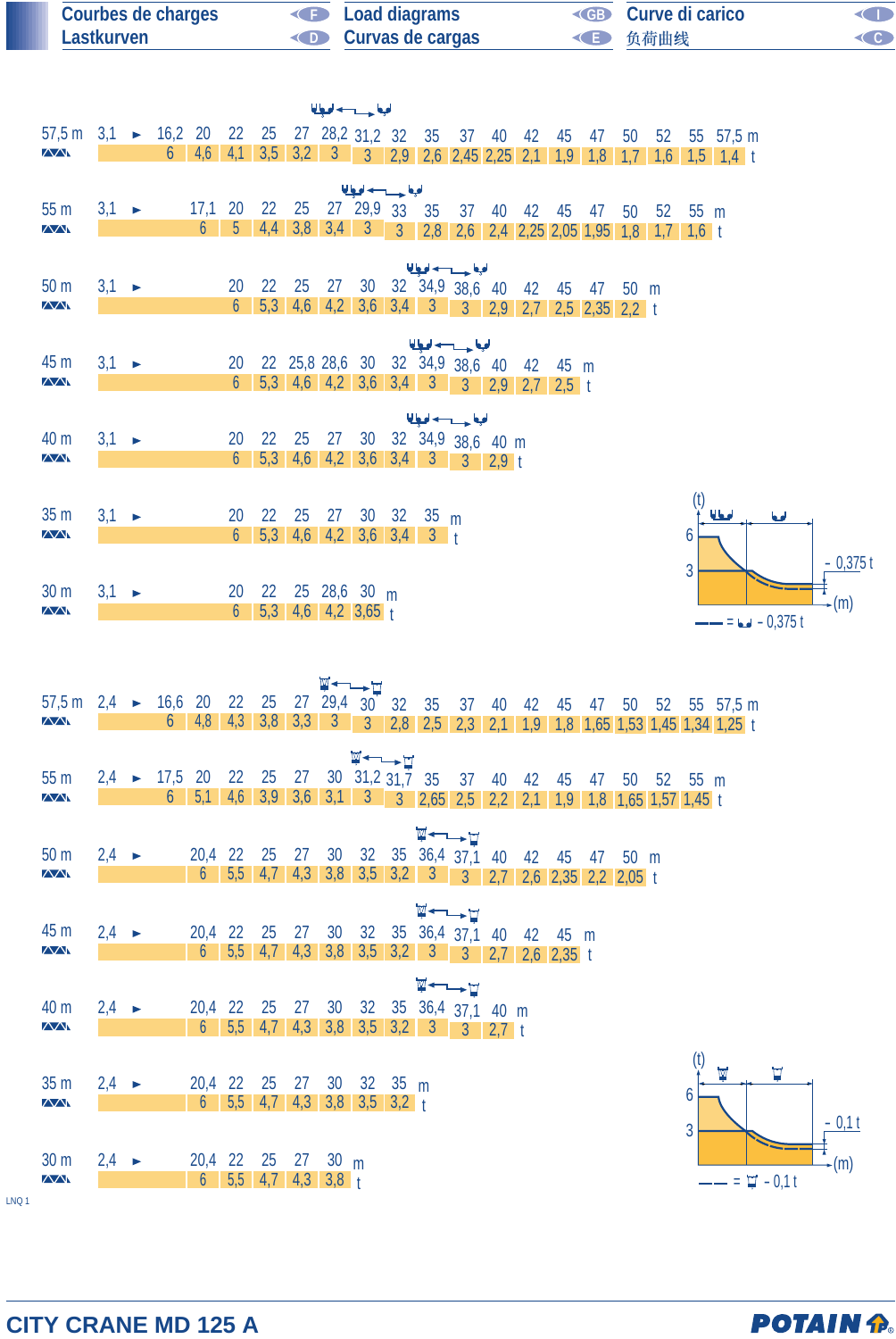Courbes de charges / Load diagrams / Curve di carico
Lastkurven / Curvas de cargas / 负荷曲线

| Jib | m | t |
|---|---|---|
| 57,5 m | 3,1 ► 16,2 / 20 / 22 / 25 / 27 / 28,2 / 31,2 / 32 / 35 / 37 / 40 / 42 / 45 / 47 / 50 / 52 / 55 / 57,5 m | 6 / 4,6 / 4,1 / 3,5 / 3,2 / 3 / 3 / 2,9 / 2,6 / 2,45 / 2,25 / 2,1 / 1,9 / 1,8 / 1,7 / 1,6 / 1,5 / 1,4 t |
| 55 m | 3,1 ► 17,1 / 20 / 22 / 25 / 27 / 29,9 / 33 / 35 / 37 / 40 / 42 / 45 / 47 / 50 / 52 / 55 m | 6 / 5 / 4,4 / 3,8 / 3,4 / 3 / 3 / 2,8 / 2,6 / 2,4 / 2,25 / 2,05 / 1,95 / 1,8 / 1,7 / 1,6 t |
| 50 m | 3,1 ► 20 / 22 / 25 / 27 / 30 / 32 / 34,9 / 38,6 / 40 / 42 / 45 / 47 / 50 m | 6 / 5,3 / 4,6 / 4,2 / 3,6 / 3,4 / 3 / 3 / 2,9 / 2,7 / 2,5 / 2,35 / 2,2 t |
| 45 m | 3,1 ► 20 / 22 / 25,8 / 28,6 / 30 / 32 / 34,9 / 38,6 / 40 / 42 / 45 m | 6 / 5,3 / 4,6 / 4,2 / 3,6 / 3,4 / 3 / 3 / 2,9 / 2,7 / 2,5 t |
| 40 m | 3,1 ► 20 / 22 / 25 / 27 / 30 / 32 / 34,9 / 38,6 / 40 m | 6 / 5,3 / 4,6 / 4,2 / 3,6 / 3,4 / 3 / 3 / 2,9 t |
| 35 m | 3,1 ► 20 / 22 / 25 / 27 / 30 / 32 / 35 m | 6 / 5,3 / 4,6 / 4,2 / 3,6 / 3,4 / 3 t |
| 30 m | 3,1 ► 20 / 22 / 25 / 28,6 / 30 m | 6 / 5,3 / 4,6 / 4,2 / 3,65 t |

(t) 6 / 3 — 0,375 t — (m)

—— = - 0,375 t

| Jib | m | t |
|---|---|---|
| 57,5 m | 2,4 ► 16,6 / 20 / 22 / 25 / 27 / 29,4 / 30 / 32 / 35 / 37 / 40 / 42 / 45 / 47 / 50 / 52 / 55 / 57,5 m | 6 / 4,8 / 4,3 / 3,8 / 3,3 / 3 / 3 / 2,8 / 2,5 / 2,3 / 2,1 / 1,9 / 1,8 / 1,65 / 1,53 / 1,45 / 1,34 / 1,25 t |
| 55 m | 2,4 ► 17,5 / 20 / 22 / 25 / 27 / 30 / 31,2 / 31,7 / 35 / 37 / 40 / 42 / 45 / 47 / 50 / 52 / 55 m | 6 / 5,1 / 4,6 / 3,9 / 3,6 / 3,1 / 3 / 3 / 2,65 / 2,5 / 2,2 / 2,1 / 1,9 / 1,8 / 1,65 / 1,57 / 1,45 t |
| 50 m | 2,4 ► 20,4 / 22 / 25 / 27 / 30 / 32 / 35 / 36,4 / 37,1 / 40 / 42 / 45 / 47 / 50 m | 6 / 5,5 / 4,7 / 4,3 / 3,8 / 3,5 / 3,2 / 3 / 3 / 2,7 / 2,6 / 2,35 / 2,2 / 2,05 t |
| 45 m | 2,4 ► 20,4 / 22 / 25 / 27 / 30 / 32 / 35 / 36,4 / 37,1 / 40 / 42 / 45 m | 6 / 5,5 / 4,7 / 4,3 / 3,8 / 3,5 / 3,2 / 3 / 3 / 2,7 / 2,6 / 2,35 t |
| 40 m | 2,4 ► 20,4 / 22 / 25 / 27 / 30 / 32 / 35 / 36,4 / 37,1 / 40 m | 6 / 5,5 / 4,7 / 4,3 / 3,8 / 3,5 / 3,2 / 3 / 3 / 2,7 t |
| 35 m | 2,4 ► 20,4 / 22 / 25 / 27 / 30 / 32 / 35 m | 6 / 5,5 / 4,7 / 4,3 / 3,8 / 3,5 / 3,2 t |
| 30 m | 2,4 ► 20,4 / 22 / 25 / 27 / 30 m | 6 / 5,5 / 4,7 / 4,3 / 3,8 t |

(t) 6 / 3 — 0,1 t — (m)

—— = - 0,1 t

LNQ 1

CITY CRANE MD 125 A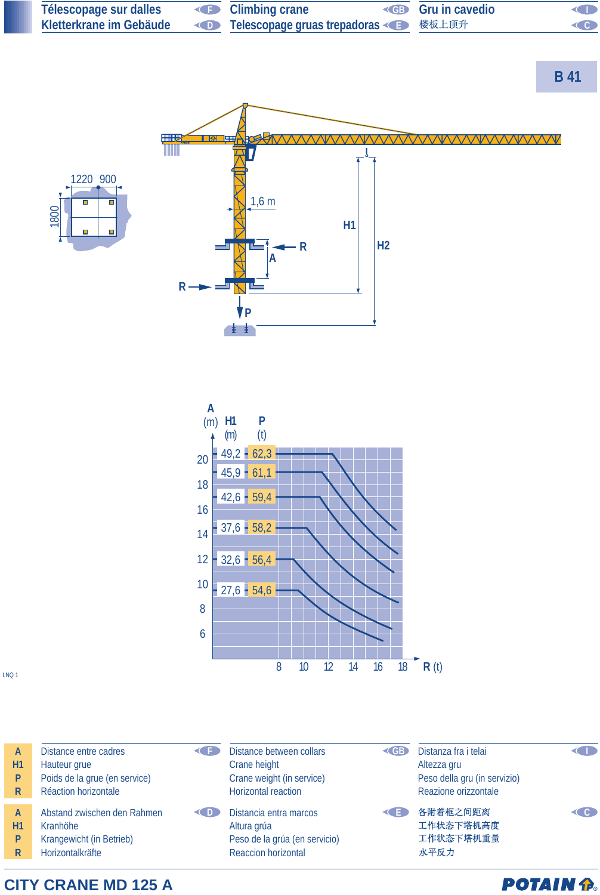# Télescopage sur dalles (F) — Climbing crane (GB) — Gru in cavedio (I)
# Kletterkrane im Gebäude (D) — Telescopage gruas trepadoras (E) — 楼板上顶升 (C)

**B 41**

1220 900

1800

1,6 m

H1 H2 R A P

| A (m) | H1 (m) | P (t) |
|---|---|---|
| 20 | 49,2 | 62,3 |
| | 45,9 | 61,1 |
| | 42,6 | 59,4 |
| | 37,6 | 58,2 |
| | 32,6 | 56,4 |
| | 27,6 | 54,6 |

R (t): 8 10 12 14 16 18

LNQ 1

| | F | GB | I |
|---|---|---|---|
| **A** | Distance entre cadres | Distance between collars | Distanza fra i telai |
| **H1** | Hauteur grue | Crane height | Altezza gru |
| **P** | Poids de la grue (en service) | Crane weight (in service) | Peso della gru (in servizio) |
| **R** | Réaction horizontale | Horizontal reaction | Reazione orizzontale |

| | D | E | C |
|---|---|---|---|
| **A** | Abstand zwischen den Rahmen | Distancia entra marcos | 各附着框之间距离 |
| **H1** | Kranhöhe | Altura grúa | 工作状态下塔机高度 |
| **P** | Krangewicht (in Betrieb) | Peso de la grúa (en servicio) | 工作状态下塔机重量 |
| **R** | Horizontalkräfte | Reaccion horizontal | 水平反力 |

**CITY CRANE MD 125 A**

POTAIN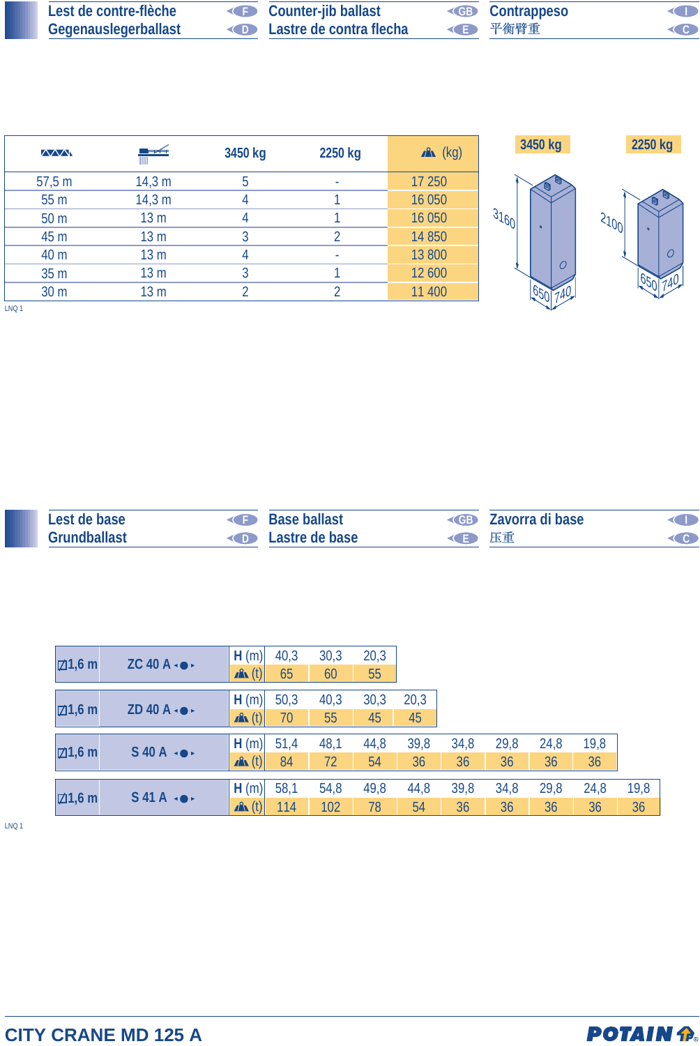## Lest de contre-flèche (F) / Gegenauslegerballast (D) / Counter-jib ballast (GB) / Lastre de contra flecha (E) / Contrappeso (I) / 平衡臂重 (C)

| Jib length | Counter-jib | 3450 kg | 2250 kg | (kg) |
|---|---|---|---|---|
| 57,5 m | 14,3 m | 5 | - | 17 250 |
| 55 m | 14,3 m | 4 | 1 | 16 050 |
| 50 m | 13 m | 4 | 1 | 16 050 |
| 45 m | 13 m | 3 | 2 | 14 850 |
| 40 m | 13 m | 4 | - | 13 800 |
| 35 m | 13 m | 3 | 1 | 12 600 |
| 30 m | 13 m | 2 | 2 | 11 400 |

LNQ 1

| | 3450 kg | 2250 kg |
|---|---|---|
| Height | 3160 | 2100 |
| Base | 650 × 740 | 650 × 740 |

## Lest de base (F) / Grundballast (D) / Base ballast (GB) / Lastre de base (E) / Zavorra di base (I) / 压重 (C)

| ⊡1,6 m | ZC 40 A | H (m) | 40,3 | 30,3 | 20,3 |
|---|---|---|---|---|---|
| | | (t) | 65 | 60 | 55 |

| ⊡1,6 m | ZD 40 A | H (m) | 50,3 | 40,3 | 30,3 | 20,3 |
|---|---|---|---|---|---|---|
| | | (t) | 70 | 55 | 45 | 45 |

| ⊡1,6 m | S 40 A | H (m) | 51,4 | 48,1 | 44,8 | 39,8 | 34,8 | 29,8 | 24,8 | 19,8 |
|---|---|---|---|---|---|---|---|---|---|---|
| | | (t) | 84 | 72 | 54 | 36 | 36 | 36 | 36 | 36 |

| ⊡1,6 m | S 41 A | H (m) | 58,1 | 54,8 | 49,8 | 44,8 | 39,8 | 34,8 | 29,8 | 24,8 | 19,8 |
|---|---|---|---|---|---|---|---|---|---|---|---|
| | | (t) | 114 | 102 | 78 | 54 | 36 | 36 | 36 | 36 | 36 |

LNQ 1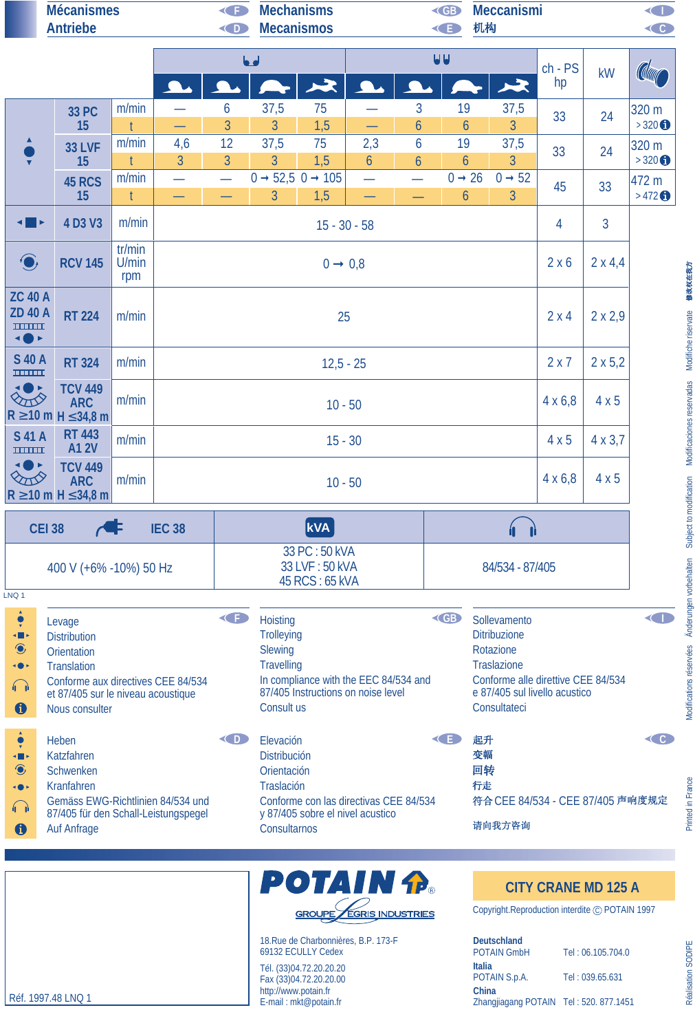# Mécanismes / Antriebe / Mechanisms / Mecanismos / Meccanismi / 机构

| | | | | | | | | | | | ch - PS hp | kW | |
|---|---|---|---|---|---|---|---|---|---|---|---|---|---|
| Levage | 33 PC 15 | m/min | — | 6 | 37,5 | 75 | — | 3 | 19 | 37,5 | 33 | 24 | 320 m > 320 |
| | | t | — | 3 | 3 | 1,5 | — | 6 | 6 | 3 | | | |
| | 33 LVF 15 | m/min | 4,6 | 12 | 37,5 | 75 | 2,3 | 6 | 19 | 37,5 | 33 | 24 | 320 m > 320 |
| | | t | 3 | 3 | 3 | 1,5 | 6 | 6 | 6 | 3 | | | |
| | 45 RCS 15 | m/min | — | — | 0 → 52,5 | 0 → 105 | — | — | 0 → 26 | 0 → 52 | 45 | 33 | 472 m > 472 |
| | | t | — | — | 3 | 1,5 | — | — | 6 | 3 | | | |
| Distribution | 4 D3 V3 | m/min | 15 - 30 - 58 | | | | | | | | 4 | 3 | |
| Orientation | RCV 145 | tr/min U/min rpm | 0 → 0,8 | | | | | | | | 2 x 6 | 2 x 4,4 | |
| ZC 40 A / ZD 40 A | RT 224 | m/min | 25 | | | | | | | | 2 x 4 | 2 x 2,9 | |
| S 40 A | RT 324 | m/min | 12,5 - 25 | | | | | | | | 2 x 7 | 2 x 5,2 | |
| R ≥10 m | TCV 449 ARC H ≤34,8 m | m/min | 10 - 50 | | | | | | | | 4 x 6,8 | 4 x 5 | |
| S 41 A | RT 443 A1 2V | m/min | 15 - 30 | | | | | | | | 4 x 5 | 4 x 3,7 | |
| R ≥10 m | TCV 449 ARC H ≤34,8 m | m/min | 10 - 50 | | | | | | | | 4 x 6,8 | 4 x 5 | |

| CEI 38 — IEC 38 | kVA | |
|---|---|---|
| 400 V (+6% -10%) 50 Hz | 33 PC : 50 kVA<br>33 LVF : 50 kVA<br>45 RCS : 65 kVA | 84/534 - 87/405 |

LNQ 1

**F**
- Levage
- Distribution
- Orientation
- Translation
- Conforme aux directives CEE 84/534 et 87/405 sur le niveau acoustique
- Nous consulter

**GB**
- Hoisting
- Trolleying
- Slewing
- Travelling
- In compliance with the EEC 84/534 and 87/405 Instructions on noise level
- Consult us

**I**
- Sollevamento
- Ditribuzione
- Rotazione
- Traslazione
- Conforme alle direttive CEE 84/534 e 87/405 sul livello acustico
- Consultateci

**D**
- Heben
- Katzfahren
- Schwenken
- Kranfahren
- Gemäss EWG-Richtlinien 84/534 und 87/405 für den Schall-Leistungspegel
- Auf Anfrage

**E**
- Elevación
- Distribución
- Orientación
- Traslación
- Conforme con las directivas CEE 84/534 y 87/405 sobre el nivel acustico
- Consultarnos

**C**
- 起升
- 变幅
- 回转
- 行走
- 符合 CEE 84/534 - CEE 87/405 声响度规定
- 请向我方咨询

Réf. 1997.48 LNQ 1

**POTAIN** ®
GROUPE LEGRIS INDUSTRIES

18.Rue de Charbonnières, B.P. 173-F
69132 ECULLY Cedex

Tél. (33)04.72.20.20.20
Fax (33)04.72.20.20.00
http://www.potain.fr
E-mail : mkt@potain.fr

## CITY CRANE MD 125 A

Copyright.Reproduction interdite © POTAIN 1997

**Deutschland**
POTAIN GmbH Tel : 06.105.704.0

**Italia**
POTAIN S.p.A. Tel : 039.65.631

**China**
Zhangjiagang POTAIN Tel : 520. 877.1451

Modifications réservées · Änderungen vorbehalten · Subject to modification · Modificaciones reservadas · Modifiche riservate · 修改权在我方

Printed in France

Réalisation SODIPE